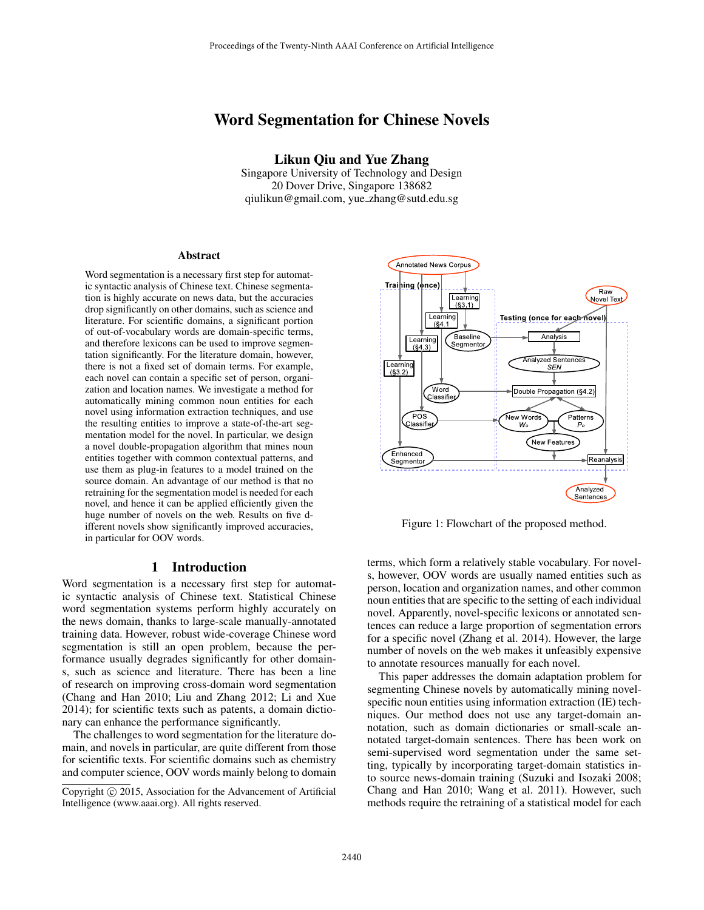# Word Segmentation for Chinese Novels

**Likun Qiu and Yue Zhang**
Singapore University of Technology and Design
20 Dover Drive, Singapore 138682
qiulikun@gmail.com, yue_zhang@sutd.edu.sg

## Abstract

Word segmentation is a necessary first step for automatic syntactic analysis of Chinese text. Chinese segmentation is highly accurate on news data, but the accuracies drop significantly on other domains, such as science and literature. For scientific domains, a significant portion of out-of-vocabulary words are domain-specific terms, and therefore lexicons can be used to improve segmentation significantly. For the literature domain, however, there is not a fixed set of domain terms. For example, each novel can contain a specific set of person, organization and location names. We investigate a method for automatically mining common noun entities for each novel using information extraction techniques, and use the resulting entities to improve a state-of-the-art segmentation model for the novel. In particular, we design a novel double-propagation algorithm that mines noun entities together with common contextual patterns, and use them as plug-in features to a model trained on the source domain. An advantage of our method is that no retraining for the segmentation model is needed for each novel, and hence it can be applied efficiently given the huge number of novels on the web. Results on five different novels show significantly improved accuracies, in particular for OOV words.

## 1 Introduction

Word segmentation is a necessary first step for automatic syntactic analysis of Chinese text. Statistical Chinese word segmentation systems perform highly accurately on the news domain, thanks to large-scale manually-annotated training data. However, robust wide-coverage Chinese word segmentation is still an open problem, because the performance usually degrades significantly for other domains, such as science and literature. There has been a line of research on improving cross-domain word segmentation (Chang and Han 2010; Liu and Zhang 2012; Li and Xue 2014); for scientific texts such as patents, a domain dictionary can enhance the performance significantly.

The challenges to word segmentation for the literature domain, and novels in particular, are quite different from those for scientific texts. For scientific domains such as chemistry and computer science, OOV words mainly belong to domain terms, which form a relatively stable vocabulary. For novels, however, OOV words are usually named entities such as person, location and organization names, and other common noun entities that are specific to the setting of each individual novel. Apparently, novel-specific lexicons or annotated sentences can reduce a large proportion of segmentation errors for a specific novel (Zhang et al. 2014). However, the large number of novels on the web makes it unfeasibly expensive to annotate resources manually for each novel.

Figure 1: Flowchart of the proposed method.

This paper addresses the domain adaptation problem for segmenting Chinese novels by automatically mining novel-specific noun entities using information extraction (IE) techniques. Our method does not use any target-domain annotation, such as domain dictionaries or small-scale annotated target-domain sentences. There has been work on semi-supervised word segmentation under the same setting, typically by incorporating target-domain statistics into source news-domain training (Suzuki and Isozaki 2008; Chang and Han 2010; Wang et al. 2011). However, such methods require the retraining of a statistical model for each

Copyright © 2015, Association for the Advancement of Artificial Intelligence (www.aaai.org). All rights reserved.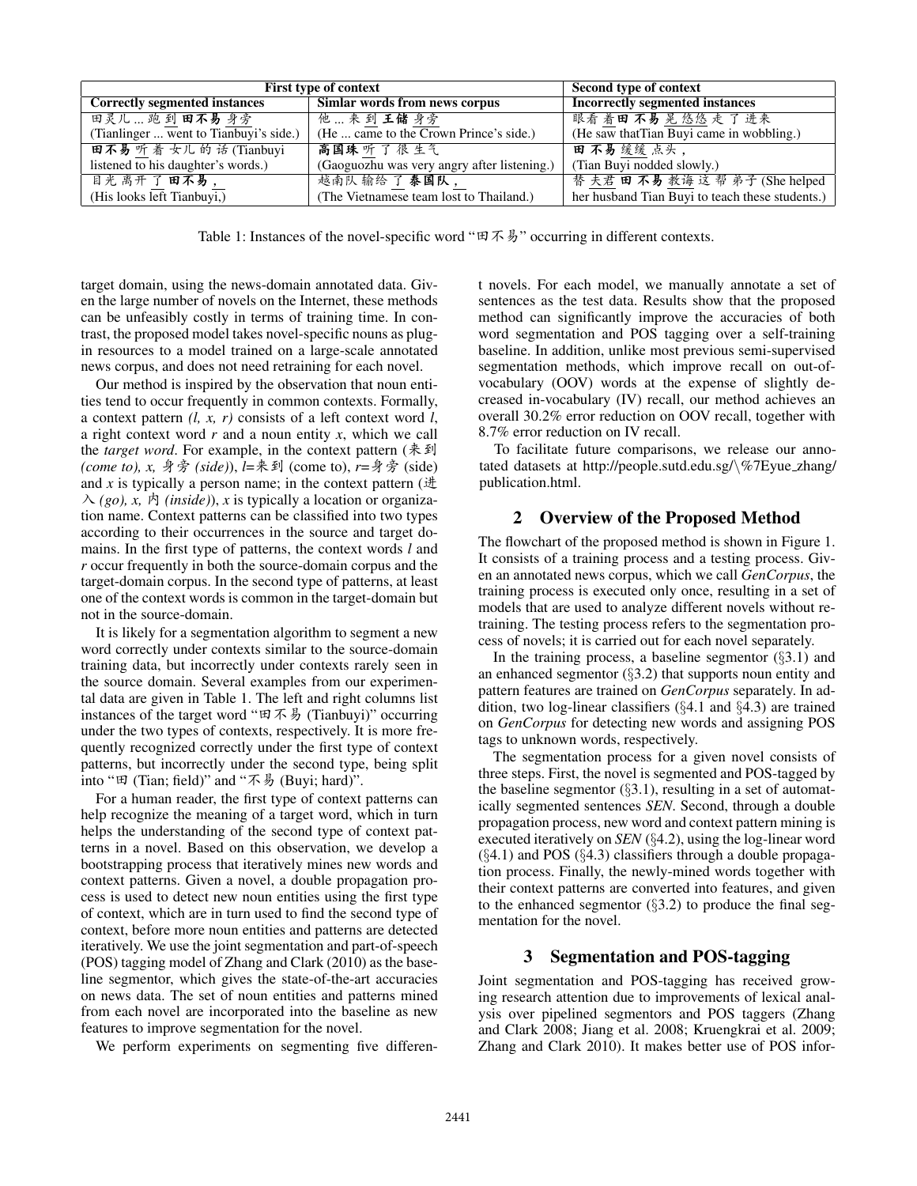| First type of context | | Second type of context |
|---|---|---|
| **Correctly segmented instances** | **Simlar words from news corpus** | **Incorrectly segmented instances** |
| 田灵儿 ... 跑 到 **田不易** 身旁 (Tianlinger ... went to Tianbuyi's side.) | 他 ... 来 到 **王储** 身旁 (He ... came to the Crown Prince's side.) | 眼看 着**田 不易** 晃 悠悠 走 了 进来 (He saw thatTian Buyi came in wobbling.) |
| **田不易** 听 着 女儿 的 话 (Tianbuyi listened to his daughter's words.) | **高国珠** 听 了 很 生气 (Gaoguozhu was very angry after listening.) | **田 不易** 缓缓 点头， (Tian Buyi nodded slowly.) |
| 目光 离开 了 **田不易**， (His looks left Tianbuyi,) | 越南队 输给 了 **泰国队**， (The Vietnamese team lost to Thailand.) | 替 夫君 **田 不易** 教诲 这 帮 弟子 (She helped her husband Tian Buyi to teach these students.) |

Table 1: Instances of the novel-specific word "田不易" occurring in different contexts.

target domain, using the news-domain annotated data. Given the large number of novels on the Internet, these methods can be unfeasibly costly in terms of training time. In contrast, the proposed model takes novel-specific nouns as plugin resources to a model trained on a large-scale annotated news corpus, and does not need retraining for each novel.

Our method is inspired by the observation that noun entities tend to occur frequently in common contexts. Formally, a context pattern *(l, x, r)* consists of a left context word *l*, a right context word *r* and a noun entity *x*, which we call the *target word*. For example, in the context pattern (来到 *(come to), x,* 身旁 *(side)*), *l*=来到 (come to), *r*=身旁 (side) and *x* is typically a person name; in the context pattern (进入 *(go), x,* 内 *(inside)*), *x* is typically a location or organization name. Context patterns can be classified into two types according to their occurrences in the source and target domains. In the first type of patterns, the context words *l* and *r* occur frequently in both the source-domain corpus and the target-domain corpus. In the second type of patterns, at least one of the context words is common in the target-domain but not in the source-domain.

It is likely for a segmentation algorithm to segment a new word correctly under contexts similar to the source-domain training data, but incorrectly under contexts rarely seen in the source domain. Several examples from our experimental data are given in Table 1. The left and right columns list instances of the target word "田不易 (Tianbuyi)" occurring under the two types of contexts, respectively. It is more frequently recognized correctly under the first type of context patterns, but incorrectly under the second type, being split into "田 (Tian; field)" and "不易 (Buyi; hard)".

For a human reader, the first type of context patterns can help recognize the meaning of a target word, which in turn helps the understanding of the second type of context patterns in a novel. Based on this observation, we develop a bootstrapping process that iteratively mines new words and context patterns. Given a novel, a double propagation process is used to detect new noun entities using the first type of context, which are in turn used to find the second type of context, before more noun entities and patterns are detected iteratively. We use the joint segmentation and part-of-speech (POS) tagging model of Zhang and Clark (2010) as the baseline segmentor, which gives the state-of-the-art accuracies on news data. The set of noun entities and patterns mined from each novel are incorporated into the baseline as new features to improve segmentation for the novel.

We perform experiments on segmenting five different novels. For each model, we manually annotate a set of sentences as the test data. Results show that the proposed method can significantly improve the accuracies of both word segmentation and POS tagging over a self-training baseline. In addition, unlike most previous semi-supervised segmentation methods, which improve recall on out-of-vocabulary (OOV) words at the expense of slightly decreased in-vocabulary (IV) recall, our method achieves an overall 30.2% error reduction on OOV recall, together with 8.7% error reduction on IV recall.

To facilitate future comparisons, we release our annotated datasets at http://people.sutd.edu.sg/\%7Eyue_zhang/publication.html.

## 2 Overview of the Proposed Method

The flowchart of the proposed method is shown in Figure 1. It consists of a training process and a testing process. Given an annotated news corpus, which we call *GenCorpus*, the training process is executed only once, resulting in a set of models that are used to analyze different novels without retraining. The testing process refers to the segmentation process of novels; it is carried out for each novel separately.

In the training process, a baseline segmentor (§3.1) and an enhanced segmentor (§3.2) that supports noun entity and pattern features are trained on *GenCorpus* separately. In addition, two log-linear classifiers (§4.1 and §4.3) are trained on *GenCorpus* for detecting new words and assigning POS tags to unknown words, respectively.

The segmentation process for a given novel consists of three steps. First, the novel is segmented and POS-tagged by the baseline segmentor (§3.1), resulting in a set of automatically segmented sentences *SEN*. Second, through a double propagation process, new word and context pattern mining is executed iteratively on *SEN* (§4.2), using the log-linear word (§4.1) and POS (§4.3) classifiers through a double propagation process. Finally, the newly-mined words together with their context patterns are converted into features, and given to the enhanced segmentor (§3.2) to produce the final segmentation for the novel.

## 3 Segmentation and POS-tagging

Joint segmentation and POS-tagging has received growing research attention due to improvements of lexical analysis over pipelined segmentors and POS taggers (Zhang and Clark 2008; Jiang et al. 2008; Kruengkrai et al. 2009; Zhang and Clark 2010). It makes better use of POS infor-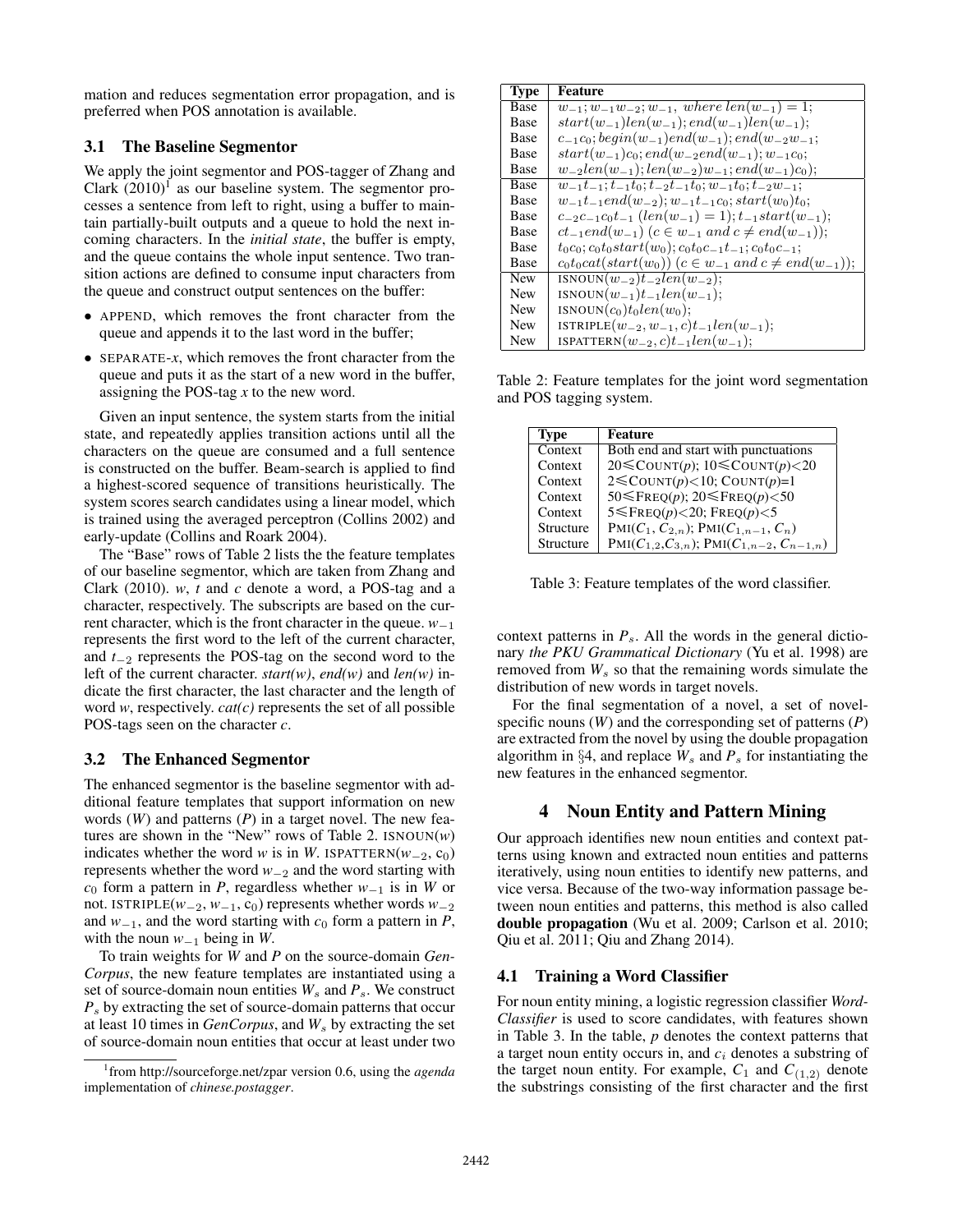mation and reduces segmentation error propagation, and is preferred when POS annotation is available.

### 3.1 The Baseline Segmentor

We apply the joint segmentor and POS-tagger of Zhang and Clark (2010)[1] as our baseline system. The segmentor processes a sentence from left to right, using a buffer to maintain partially-built outputs and a queue to hold the next incoming characters. In the *initial state*, the buffer is empty, and the queue contains the whole input sentence. Two transition actions are defined to consume input characters from the queue and construct output sentences on the buffer:

- APPEND, which removes the front character from the queue and appends it to the last word in the buffer;
- SEPARATE-*x*, which removes the front character from the queue and puts it as the start of a new word in the buffer, assigning the POS-tag *x* to the new word.

Given an input sentence, the system starts from the initial state, and repeatedly applies transition actions until all the characters on the queue are consumed and a full sentence is constructed on the buffer. Beam-search is applied to find a highest-scored sequence of transitions heuristically. The system scores search candidates using a linear model, which is trained using the averaged perceptron (Collins 2002) and early-update (Collins and Roark 2004).

The "Base" rows of Table 2 lists the the feature templates of our baseline segmentor, which are taken from Zhang and Clark (2010). *w*, *t* and *c* denote a word, a POS-tag and a character, respectively. The subscripts are based on the current character, which is the front character in the queue. $w_{-1}$ represents the first word to the left of the current character, and $t_{-2}$ represents the POS-tag on the second word to the left of the current character. *start(w)*, *end(w)* and *len(w)* indicate the first character, the last character and the length of word *w*, respectively. *cat(c)* represents the set of all possible POS-tags seen on the character *c*.

### 3.2 The Enhanced Segmentor

The enhanced segmentor is the baseline segmentor with additional feature templates that support information on new words (*W*) and patterns (*P*) in a target novel. The new features are shown in the "New" rows of Table 2. ISNOUN(*w*) indicates whether the word *w* is in *W*. ISPATTERN($w_{-2}$, $c_0$) represents whether the word $w_{-2}$ and the word starting with $c_0$ form a pattern in *P*, regardless whether $w_{-1}$ is in *W* or not. ISTRIPLE($w_{-2}$, $w_{-1}$, $c_0$) represents whether words $w_{-2}$ and $w_{-1}$, and the word starting with $c_0$ form a pattern in *P*, with the noun $w_{-1}$ being in *W*.

To train weights for *W* and *P* on the source-domain *GenCorpus*, the new feature templates are instantiated using a set of source-domain noun entities $W_s$ and $P_s$. We construct $P_s$ by extracting the set of source-domain patterns that occur at least 10 times in *GenCorpus*, and $W_s$ by extracting the set of source-domain noun entities that occur at least under two context patterns in $P_s$. All the words in the general dictionary *the PKU Grammatical Dictionary* (Yu et al. 1998) are removed from $W_s$ so that the remaining words simulate the distribution of new words in target novels.

For the final segmentation of a novel, a set of novel-specific nouns (*W*) and the corresponding set of patterns (*P*) are extracted from the novel by using the double propagation algorithm in §4, and replace $W_s$ and $P_s$ for instantiating the new features in the enhanced segmentor.

| Type | Feature |
|---|---|
| Base | $w_{-1}; w_{-1}w_{-2}; w_{-1},\ where\ len(w_{-1})=1;$ |
| Base | $start(w_{-1})len(w_{-1}); end(w_{-1})len(w_{-1});$ |
| Base | $c_{-1}c_0; begin(w_{-1})end(w_{-1}); end(w_{-2}w_{-1};$ |
| Base | $start(w_{-1})c_0; end(w_{-2}end(w_{-1}); w_{-1}c_0;$ |
| Base | $w_{-2}len(w_{-1}); len(w_{-2})w_{-1}; end(w_{-1})c_0);$ |
| Base | $w_{-1}t_{-1}; t_{-1}t_0; t_{-2}t_{-1}t_0; w_{-1}t_0; t_{-2}w_{-1};$ |
| Base | $w_{-1}t_{-1}end(w_{-2}); w_{-1}t_{-1}c_0; start(w_0)t_0;$ |
| Base | $c_{-2}c_{-1}c_0t_{-1}\ (len(w_{-1})=1); t_{-1}start(w_{-1});$ |
| Base | $ct_{-1}end(w_{-1})\ (c \in w_{-1}\ and\ c \neq end(w_{-1}));$ |
| Base | $t_0c_0; c_0t_0start(w_0); c_0t_0c_{-1}t_{-1}; c_0t_0c_{-1};$ |
| Base | $c_0t_0cat(start(w_0))\ (c \in w_{-1}\ and\ c \neq end(w_{-1}));$ |
| New | ISNOUN($w_{-2}$)$t_{-2}len(w_{-2})$; |
| New | ISNOUN($w_{-1}$)$t_{-1}len(w_{-1})$; |
| New | ISNOUN($c_0$)$t_0len(w_0)$; |
| New | ISTRIPLE($w_{-2}, w_{-1}, c$)$t_{-1}len(w_{-1})$; |
| New | ISPATTERN($w_{-2}, c$)$t_{-1}len(w_{-1})$; |

Table 2: Feature templates for the joint word segmentation and POS tagging system.

| Type | Feature |
|---|---|
| Context | Both end and start with punctuations |
| Context | 20≤COUNT(*p*); 10≤COUNT(*p*)<20 |
| Context | 2≤COUNT(*p*)<10; COUNT(*p*)=1 |
| Context | 50≤FREQ(*p*); 20≤FREQ(*p*)<50 |
| Context | 5≤FREQ(*p*)<20; FREQ(*p*)<5 |
| Structure | PMI($C_1$, $C_{2,n}$); PMI($C_{1,n-1}$, $C_n$) |
| Structure | PMI($C_{1,2}$,$C_{3,n}$); PMI($C_{1,n-2}$, $C_{n-1,n}$) |

Table 3: Feature templates of the word classifier.

## 4 Noun Entity and Pattern Mining

Our approach identifies new noun entities and context patterns using known and extracted noun entities and patterns iteratively, using noun entities to identify new patterns, and vice versa. Because of the two-way information passage between noun entities and patterns, this method is also called **double propagation** (Wu et al. 2009; Carlson et al. 2010; Qiu et al. 2011; Qiu and Zhang 2014).

### 4.1 Training a Word Classifier

For noun entity mining, a logistic regression classifier *Word-Classifier* is used to score candidates, with features shown in Table 3. In the table, *p* denotes the context patterns that a target noun entity occurs in, and $c_i$ denotes a substring of the target noun entity. For example, $C_1$ and $C_{(1,2)}$ denote the substrings consisting of the first character and the first

[1] from http://sourceforge.net/zpar version 0.6, using the *agenda* implementation of *chinese.postagger*.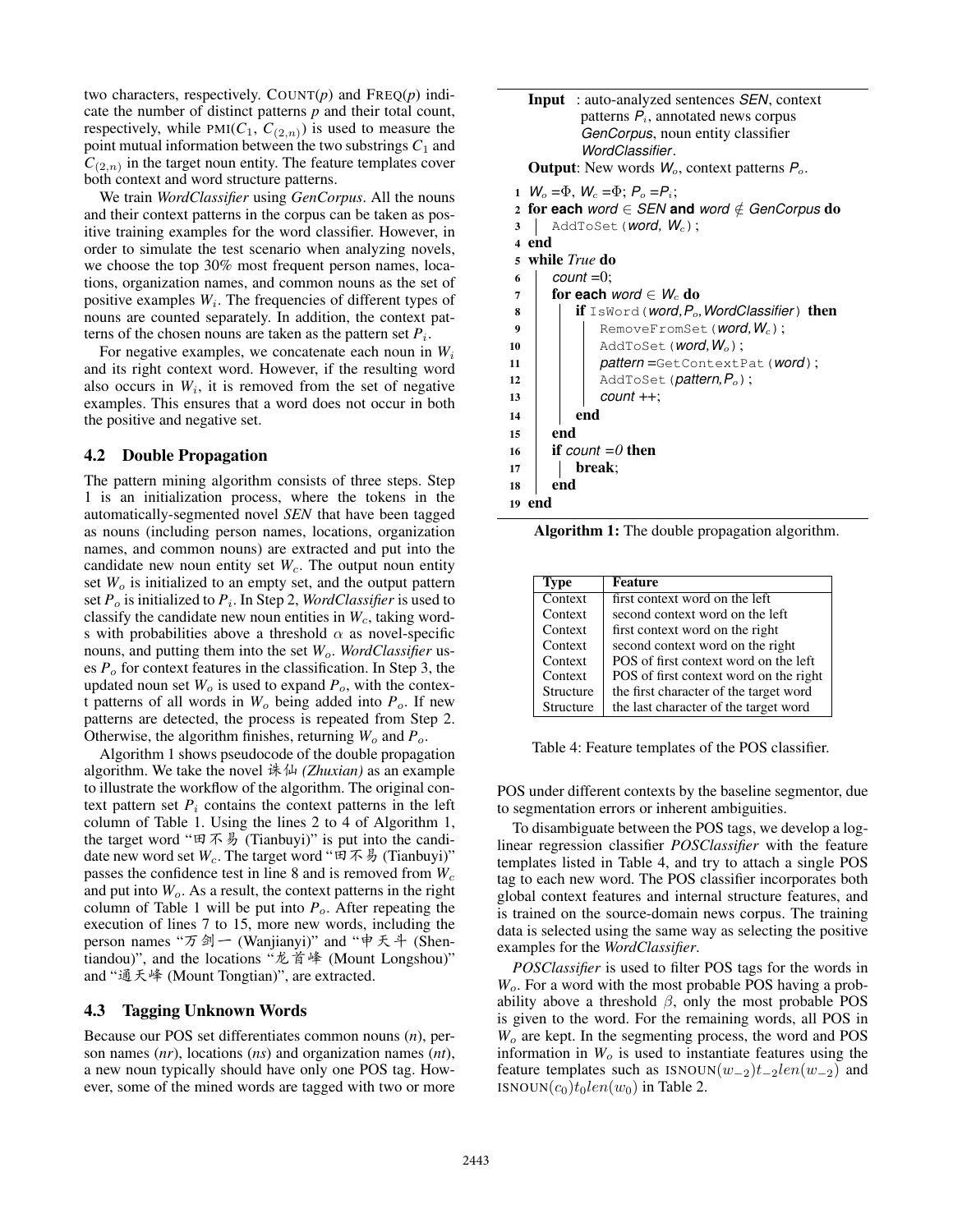two characters, respectively. COUNT($p$) and FREQ($p$) indicate the number of distinct patterns $p$ and their total count, respectively, while PMI($C_1$, $C_{(2,n)}$) is used to measure the point mutual information between the two substrings $C_1$ and $C_{(2,n)}$ in the target noun entity. The feature templates cover both context and word structure patterns.

We train *WordClassifier* using *GenCorpus*. All the nouns and their context patterns in the corpus can be taken as positive training examples for the word classifier. However, in order to simulate the test scenario when analyzing novels, we choose the top 30% most frequent person names, locations, organization names, and common nouns as the set of positive examples $W_i$. The frequencies of different types of nouns are counted separately. In addition, the context patterns of the chosen nouns are taken as the pattern set $P_i$.

For negative examples, we concatenate each noun in $W_i$ and its right context word. However, if the resulting word also occurs in $W_i$, it is removed from the set of negative examples. This ensures that a word does not occur in both the positive and negative set.

## 4.2 Double Propagation

The pattern mining algorithm consists of three steps. Step 1 is an initialization process, where the tokens in the automatically-segmented novel *SEN* that have been tagged as nouns (including person names, locations, organization names, and common nouns) are extracted and put into the candidate new noun entity set $W_c$. The output noun entity set $W_o$ is initialized to an empty set, and the output pattern set $P_o$ is initialized to $P_i$. In Step 2, *WordClassifier* is used to classify the candidate new noun entities in $W_c$, taking words with probabilities above a threshold $\alpha$ as novel-specific nouns, and putting them into the set $W_o$. *WordClassifier* uses $P_o$ for context features in the classification. In Step 3, the updated noun set $W_o$ is used to expand $P_o$, with the context patterns of all words in $W_o$ being added into $P_o$. If new patterns are detected, the process is repeated from Step 2. Otherwise, the algorithm finishes, returning $W_o$ and $P_o$.

Algorithm 1 shows pseudocode of the double propagation algorithm. We take the novel 诛仙 *(Zhuxian)* as an example to illustrate the workflow of the algorithm. The original context pattern set $P_i$ contains the context patterns in the left column of Table 1. Using the lines 2 to 4 of Algorithm 1, the target word "田不易 (Tianbuyi)" is put into the candidate new word set $W_c$. The target word "田不易 (Tianbuyi)" passes the confidence test in line 8 and is removed from $W_c$ and put into $W_o$. As a result, the context patterns in the right column of Table 1 will be put into $P_o$. After repeating the execution of lines 7 to 15, more new words, including the person names "万剑一 (Wanjianyi)" and "申天斗 (Shentiandou)", and the locations "龙首峰 (Mount Longshou)" and "通天峰 (Mount Tongtian)", are extracted.

```
Input : auto-analyzed sentences SEN, context
        patterns P_i, annotated news corpus
        GenCorpus, noun entity classifier
        WordClassifier.
Output: New words W_o, context patterns P_o.
1  W_o = Φ, W_c = Φ; P_o = P_i;
2  for each word ∈ SEN and word ∉ GenCorpus do
3  |   AddToSet(word, W_c);
4  end
5  while True do
6  |   count = 0;
7  |   for each word ∈ W_c do
8  |   |   if IsWord(word, P_o, WordClassifier) then
9  |   |   |   RemoveFromSet(word, W_c);
10 |   |   |   AddToSet(word, W_o);
11 |   |   |   pattern = GetContextPat(word);
12 |   |   |   AddToSet(pattern, P_o);
13 |   |   |   count ++;
14 |   |   end
15 |   end
16 |   if count = 0 then
17 |   |   break;
18 |   end
19 end
```

**Algorithm 1:** The double propagation algorithm.

| Type | Feature |
|---|---|
| Context | first context word on the left |
| Context | second context word on the left |
| Context | first context word on the right |
| Context | second context word on the right |
| Context | POS of first context word on the left |
| Context | POS of first context word on the right |
| Structure | the first character of the target word |
| Structure | the last character of the target word |

Table 4: Feature templates of the POS classifier.

## 4.3 Tagging Unknown Words

Because our POS set differentiates common nouns (*n*), person names (*nr*), locations (*ns*) and organization names (*nt*), a new noun typically should have only one POS tag. However, some of the mined words are tagged with two or more POS under different contexts by the baseline segmentor, due to segmentation errors or inherent ambiguities.

To disambiguate between the POS tags, we develop a log-linear regression classifier *POSClassifier* with the feature templates listed in Table 4, and try to attach a single POS tag to each new word. The POS classifier incorporates both global context features and internal structure features, and is trained on the source-domain news corpus. The training data is selected using the same way as selecting the positive examples for the *WordClassifier*.

*POSClassifier* is used to filter POS tags for the words in $W_o$. For a word with the most probable POS having a probability above a threshold $\beta$, only the most probable POS is given to the word. For the remaining words, all POS in $W_o$ are kept. In the segmenting process, the word and POS information in $W_o$ is used to instantiate features using the feature templates such as ISNOUN$(w_{-2})t_{-2}len(w_{-2})$ and ISNOUN$(c_0)t_0len(w_0)$ in Table 2.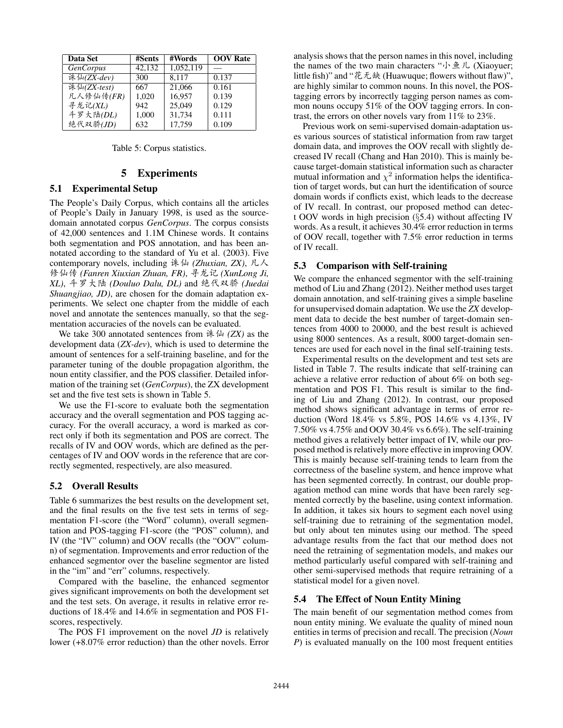| Data Set | #Sents | #Words | OOV Rate |
|---|---|---|---|
| *GenCorpus* | 42,132 | 1,052,119 | — |
| 诛仙*(ZX-dev)* | 300 | 8,117 | 0.137 |
| 诛仙*(ZX-test)* | 667 | 21,066 | 0.161 |
| 凡人修仙传*(FR)* | 1,020 | 16,957 | 0.139 |
| 寻龙记*(XL)* | 942 | 25,049 | 0.129 |
| 斗罗大陆*(DL)* | 1,000 | 31,734 | 0.111 |
| 绝代双骄*(JD)* | 632 | 17,759 | 0.109 |

Table 5: Corpus statistics.

# 5 Experiments

## 5.1 Experimental Setup

The People's Daily Corpus, which contains all the articles of People's Daily in January 1998, is used as the source-domain annotated corpus *GenCorpus*. The corpus consists of 42,000 sentences and 1.1M Chinese words. It contains both segmentation and POS annotation, and has been annotated according to the standard of Yu et al. (2003). Five contemporary novels, including 诛仙 *(Zhuxian, ZX)*, 凡人修仙传 *(Fanren Xiuxian Zhuan, FR)*, 寻龙记 *(XunLong Ji, XL)*, 斗罗大陆 *(Douluo Dalu, DL)* and 绝代双骄 *(Juedai Shuangjiao, JD)*, are chosen for the domain adaptation experiments. We select one chapter from the middle of each novel and annotate the sentences manually, so that the segmentation accuracies of the novels can be evaluated.

We take 300 annotated sentences from 诛仙 *(ZX)* as the development data (*ZX-dev*), which is used to determine the amount of sentences for a self-training baseline, and for the parameter tuning of the double propagation algorithm, the noun entity classifier, and the POS classifier. Detailed information of the training set (*GenCorpus*), the ZX development set and the five test sets is shown in Table 5.

We use the F1-score to evaluate both the segmentation accuracy and the overall segmentation and POS tagging accuracy. For the overall accuracy, a word is marked as correct only if both its segmentation and POS are correct. The recalls of IV and OOV words, which are defined as the percentages of IV and OOV words in the reference that are correctly segmented, respectively, are also measured.

## 5.2 Overall Results

Table 6 summarizes the best results on the development set, and the final results on the five test sets in terms of segmentation F1-score (the "Word" column), overall segmentation and POS-tagging F1-score (the "POS" column), and IV (the "IV" column) and OOV recalls (the "OOV" column) of segmentation. Improvements and error reduction of the enhanced segmentor over the baseline segmentor are listed in the "im" and "err" columns, respectively.

Compared with the baseline, the enhanced segmentor gives significant improvements on both the development set and the test sets. On average, it results in relative error reductions of 18.4% and 14.6% in segmentation and POS F1-scores, respectively.

The POS F1 improvement on the novel *JD* is relatively lower (+8.07% error reduction) than the other novels. Error analysis shows that the person names in this novel, including the names of the two main characters "小鱼儿 (Xiaoyuer; little fish)" and "花无缺 (Huawuque; flowers without flaw)", are highly similar to common nouns. In this novel, the POS-tagging errors by incorrectly tagging person names as common nouns occupy 51% of the OOV tagging errors. In contrast, the errors on other novels vary from 11% to 23%.

Previous work on semi-supervised domain-adaptation uses various sources of statistical information from raw target domain data, and improves the OOV recall with slightly decreased IV recall (Chang and Han 2010). This is mainly because target-domain statistical information such as character mutual information and $\chi^2$ information helps the identification of target words, but can hurt the identification of source domain words if conflicts exist, which leads to the decrease of IV recall. In contrast, our proposed method can detect OOV words in high precision (§5.4) without affecting IV words. As a result, it achieves 30.4% error reduction in terms of OOV recall, together with 7.5% error reduction in terms of IV recall.

## 5.3 Comparison with Self-training

We compare the enhanced segmentor with the self-training method of Liu and Zhang (2012). Neither method uses target domain annotation, and self-training gives a simple baseline for unsupervised domain adaptation. We use the *ZX* development data to decide the best number of target-domain sentences from 4000 to 20000, and the best result is achieved using 8000 sentences. As a result, 8000 target-domain sentences are used for each novel in the final self-training tests.

Experimental results on the development and test sets are listed in Table 7. The results indicate that self-training can achieve a relative error reduction of about 6% on both segmentation and POS F1. This result is similar to the finding of Liu and Zhang (2012). In contrast, our proposed method shows significant advantage in terms of error reduction (Word 18.4% vs 5.8%, POS 14.6% vs 4.13%, IV 7.50% vs 4.75% and OOV 30.4% vs 6.6%). The self-training method gives a relatively better impact of IV, while our proposed method is relatively more effective in improving OOV. This is mainly because self-training tends to learn from the correctness of the baseline system, and hence improve what has been segmented correctly. In contrast, our double propagation method can mine words that have been rarely segmented correctly by the baseline, using context information. In addition, it takes six hours to segment each novel using self-training due to retraining of the segmentation model, but only about ten minutes using our method. The speed advantage results from the fact that our method does not need the retraining of segmentation models, and makes our method particularly useful compared with self-training and other semi-supervised methods that require retraining of a statistical model for a given novel.

## 5.4 The Effect of Noun Entity Mining

The main benefit of our segmentation method comes from noun entity mining. We evaluate the quality of mined noun entities in terms of precision and recall. The precision (*Noun P*) is evaluated manually on the 100 most frequent entities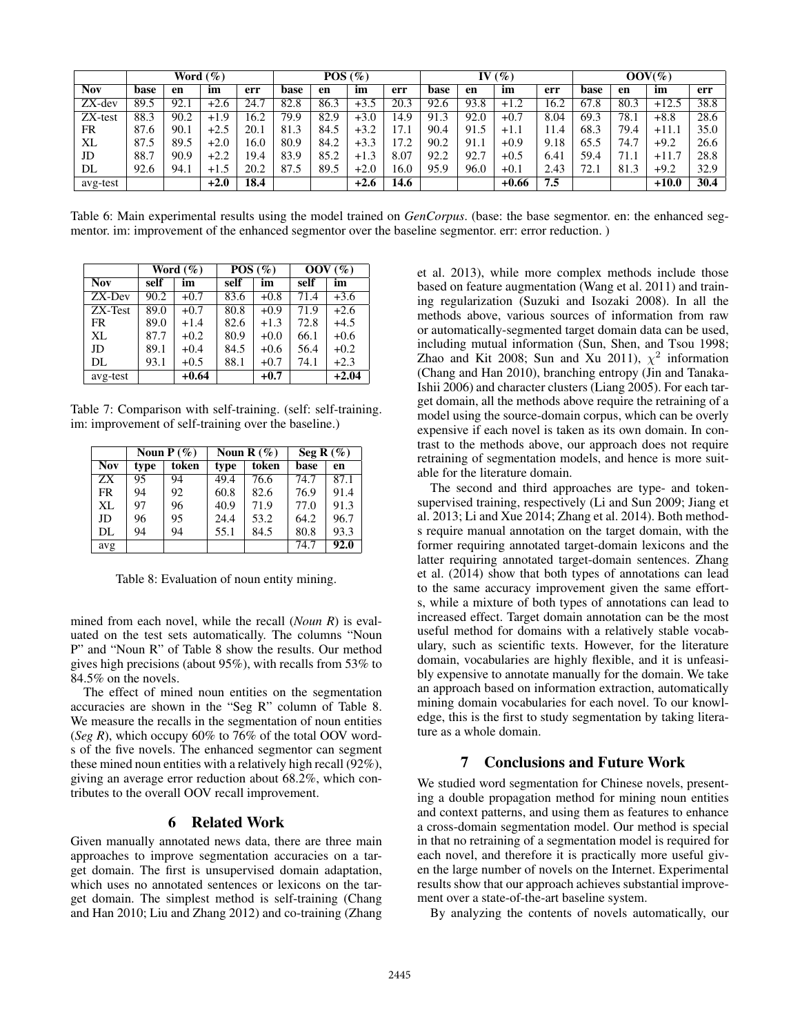| | Word (%) | | | | POS (%) | | | | IV (%) | | | | OOV(%) | | | |
|---|---|---|---|---|---|---|---|---|---|---|---|---|---|---|---|---|
| **Nov** | **base** | **en** | **im** | **err** | **base** | **en** | **im** | **err** | **base** | **en** | **im** | **err** | **base** | **en** | **im** | **err** |
| ZX-dev | 89.5 | 92.1 | +2.6 | 24.7 | 82.8 | 86.3 | +3.5 | 20.3 | 92.6 | 93.8 | +1.2 | 16.2 | 67.8 | 80.3 | +12.5 | 38.8 |
| ZX-test | 88.3 | 90.2 | +1.9 | 16.2 | 79.9 | 82.9 | +3.0 | 14.9 | 91.3 | 92.0 | +0.7 | 8.04 | 69.3 | 78.1 | +8.8 | 28.6 |
| FR | 87.6 | 90.1 | +2.5 | 20.1 | 81.3 | 84.5 | +3.2 | 17.1 | 90.4 | 91.5 | +1.1 | 11.4 | 68.3 | 79.4 | +11.1 | 35.0 |
| XL | 87.5 | 89.5 | +2.0 | 16.0 | 80.9 | 84.2 | +3.3 | 17.2 | 90.2 | 91.1 | +0.9 | 9.18 | 65.5 | 74.7 | +9.2 | 26.6 |
| JD | 88.7 | 90.9 | +2.2 | 19.4 | 83.9 | 85.2 | +1.3 | 8.07 | 92.2 | 92.7 | +0.5 | 6.41 | 59.4 | 71.1 | +11.7 | 28.8 |
| DL | 92.6 | 94.1 | +1.5 | 20.2 | 87.5 | 89.5 | +2.0 | 16.0 | 95.9 | 96.0 | +0.1 | 2.43 | 72.1 | 81.3 | +9.2 | 32.9 |
| avg-test | | | **+2.0** | **18.4** | | | **+2.6** | **14.6** | | | **+0.66** | **7.5** | | | **+10.0** | **30.4** |

Table 6: Main experimental results using the model trained on *GenCorpus*. (base: the base segmentor. en: the enhanced segmentor. im: improvement of the enhanced segmentor over the baseline segmentor. err: error reduction. )

| | Word (%) | | POS (%) | | OOV (%) | |
|---|---|---|---|---|---|---|
| **Nov** | **self** | **im** | **self** | **im** | **self** | **im** |
| ZX-Dev | 90.2 | +0.7 | 83.6 | +0.8 | 71.4 | +3.6 |
| ZX-Test | 89.0 | +0.7 | 80.8 | +0.9 | 71.9 | +2.6 |
| FR | 89.0 | +1.4 | 82.6 | +1.3 | 72.8 | +4.5 |
| XL | 87.7 | +0.2 | 80.9 | +0.0 | 66.1 | +0.6 |
| JD | 89.1 | +0.4 | 84.5 | +0.6 | 56.4 | +0.2 |
| DL | 93.1 | +0.5 | 88.1 | +0.7 | 74.1 | +2.3 |
| avg-test | | **+0.64** | | **+0.7** | | **+2.04** |

Table 7: Comparison with self-training. (self: self-training. im: improvement of self-training over the baseline.)

| | Noun P (%) | | Noun R (%) | | Seg R (%) | |
|---|---|---|---|---|---|---|
| **Nov** | **type** | **token** | **type** | **token** | **base** | **en** |
| ZX | 95 | 94 | 49.4 | 76.6 | 74.7 | 87.1 |
| FR | 94 | 92 | 60.8 | 82.6 | 76.9 | 91.4 |
| XL | 97 | 96 | 40.9 | 71.9 | 77.0 | 91.3 |
| JD | 96 | 95 | 24.4 | 53.2 | 64.2 | 96.7 |
| DL | 94 | 94 | 55.1 | 84.5 | 80.8 | 93.3 |
| avg | | | | | 74.7 | **92.0** |

Table 8: Evaluation of noun entity mining.

mined from each novel, while the recall (*Noun R*) is evaluated on the test sets automatically. The columns "Noun P" and "Noun R" of Table 8 show the results. Our method gives high precisions (about 95%), with recalls from 53% to 84.5% on the novels.

The effect of mined noun entities on the segmentation accuracies are shown in the "Seg R" column of Table 8. We measure the recalls in the segmentation of noun entities (*Seg R*), which occupy 60% to 76% of the total OOV words of the five novels. The enhanced segmentor can segment these mined noun entities with a relatively high recall (92%), giving an average error reduction about 68.2%, which contributes to the overall OOV recall improvement.

## 6 Related Work

Given manually annotated news data, there are three main approaches to improve segmentation accuracies on a target domain. The first is unsupervised domain adaptation, which uses no annotated sentences or lexicons on the target domain. The simplest method is self-training (Chang and Han 2010; Liu and Zhang 2012) and co-training (Zhang et al. 2013), while more complex methods include those based on feature augmentation (Wang et al. 2011) and training regularization (Suzuki and Isozaki 2008). In all the methods above, various sources of information from raw or automatically-segmented target domain data can be used, including mutual information (Sun, Shen, and Tsou 1998; Zhao and Kit 2008; Sun and Xu 2011), $\chi^2$ information (Chang and Han 2010), branching entropy (Jin and Tanaka-Ishii 2006) and character clusters (Liang 2005). For each target domain, all the methods above require the retraining of a model using the source-domain corpus, which can be overly expensive if each novel is taken as its own domain. In contrast to the methods above, our approach does not require retraining of segmentation models, and hence is more suitable for the literature domain.

The second and third approaches are type- and token-supervised training, respectively (Li and Sun 2009; Jiang et al. 2013; Li and Xue 2014; Zhang et al. 2014). Both methods require manual annotation on the target domain, with the former requiring annotated target-domain lexicons and the latter requiring annotated target-domain sentences. Zhang et al. (2014) show that both types of annotations can lead to the same accuracy improvement given the same efforts, while a mixture of both types of annotations can lead to increased effect. Target domain annotation can be the most useful method for domains with a relatively stable vocabulary, such as scientific texts. However, for the literature domain, vocabularies are highly flexible, and it is unfeasibly expensive to annotate manually for the domain. We take an approach based on information extraction, automatically mining domain vocabularies for each novel. To our knowledge, this is the first to study segmentation by taking literature as a whole domain.

## 7 Conclusions and Future Work

We studied word segmentation for Chinese novels, presenting a double propagation method for mining noun entities and context patterns, and using them as features to enhance a cross-domain segmentation model. Our method is special in that no retraining of a segmentation model is required for each novel, and therefore it is practically more useful given the large number of novels on the Internet. Experimental results show that our approach achieves substantial improvement over a state-of-the-art baseline system.

By analyzing the contents of novels automatically, our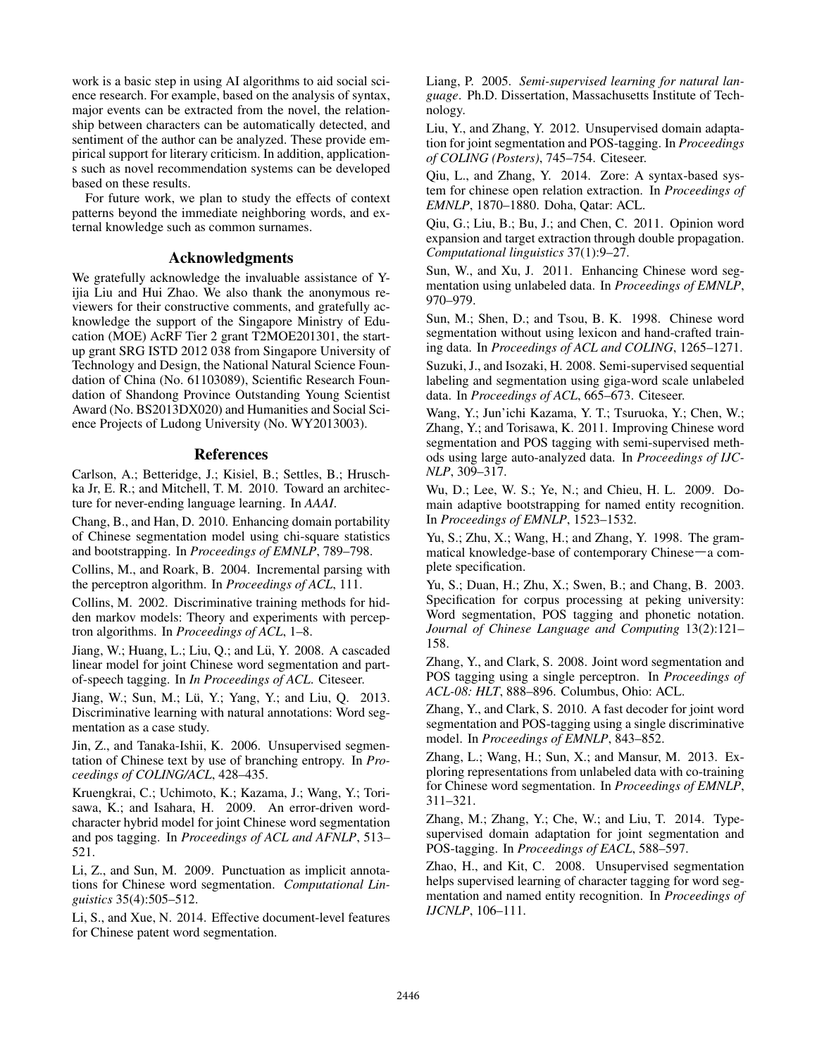work is a basic step in using AI algorithms to aid social science research. For example, based on the analysis of syntax, major events can be extracted from the novel, the relationship between characters can be automatically detected, and sentiment of the author can be analyzed. These provide empirical support for literary criticism. In addition, applications such as novel recommendation systems can be developed based on these results.

For future work, we plan to study the effects of context patterns beyond the immediate neighboring words, and external knowledge such as common surnames.

## Acknowledgments

We gratefully acknowledge the invaluable assistance of Yijia Liu and Hui Zhao. We also thank the anonymous reviewers for their constructive comments, and gratefully acknowledge the support of the Singapore Ministry of Education (MOE) AcRF Tier 2 grant T2MOE201301, the startup grant SRG ISTD 2012 038 from Singapore University of Technology and Design, the National Natural Science Foundation of China (No. 61103089), Scientific Research Foundation of Shandong Province Outstanding Young Scientist Award (No. BS2013DX020) and Humanities and Social Science Projects of Ludong University (No. WY2013003).

## References

Carlson, A.; Betteridge, J.; Kisiel, B.; Settles, B.; Hruschka Jr, E. R.; and Mitchell, T. M. 2010. Toward an architecture for never-ending language learning. In *AAAI*.

Chang, B., and Han, D. 2010. Enhancing domain portability of Chinese segmentation model using chi-square statistics and bootstrapping. In *Proceedings of EMNLP*, 789–798.

Collins, M., and Roark, B. 2004. Incremental parsing with the perceptron algorithm. In *Proceedings of ACL*, 111.

Collins, M. 2002. Discriminative training methods for hidden markov models: Theory and experiments with perceptron algorithms. In *Proceedings of ACL*, 1–8.

Jiang, W.; Huang, L.; Liu, Q.; and Lü, Y. 2008. A cascaded linear model for joint Chinese word segmentation and part-of-speech tagging. In *In Proceedings of ACL*. Citeseer.

Jiang, W.; Sun, M.; Lü, Y.; Yang, Y.; and Liu, Q. 2013. Discriminative learning with natural annotations: Word segmentation as a case study.

Jin, Z., and Tanaka-Ishii, K. 2006. Unsupervised segmentation of Chinese text by use of branching entropy. In *Proceedings of COLING/ACL*, 428–435.

Kruengkrai, C.; Uchimoto, K.; Kazama, J.; Wang, Y.; Torisawa, K.; and Isahara, H. 2009. An error-driven word-character hybrid model for joint Chinese word segmentation and pos tagging. In *Proceedings of ACL and AFNLP*, 513–521.

Li, Z., and Sun, M. 2009. Punctuation as implicit annotations for Chinese word segmentation. *Computational Linguistics* 35(4):505–512.

Li, S., and Xue, N. 2014. Effective document-level features for Chinese patent word segmentation.

Liang, P. 2005. *Semi-supervised learning for natural language*. Ph.D. Dissertation, Massachusetts Institute of Technology.

Liu, Y., and Zhang, Y. 2012. Unsupervised domain adaptation for joint segmentation and POS-tagging. In *Proceedings of COLING (Posters)*, 745–754. Citeseer.

Qiu, L., and Zhang, Y. 2014. Zore: A syntax-based system for chinese open relation extraction. In *Proceedings of EMNLP*, 1870–1880. Doha, Qatar: ACL.

Qiu, G.; Liu, B.; Bu, J.; and Chen, C. 2011. Opinion word expansion and target extraction through double propagation. *Computational linguistics* 37(1):9–27.

Sun, W., and Xu, J. 2011. Enhancing Chinese word segmentation using unlabeled data. In *Proceedings of EMNLP*, 970–979.

Sun, M.; Shen, D.; and Tsou, B. K. 1998. Chinese word segmentation without using lexicon and hand-crafted training data. In *Proceedings of ACL and COLING*, 1265–1271.

Suzuki, J., and Isozaki, H. 2008. Semi-supervised sequential labeling and segmentation using giga-word scale unlabeled data. In *Proceedings of ACL*, 665–673. Citeseer.

Wang, Y.; Jun'ichi Kazama, Y. T.; Tsuruoka, Y.; Chen, W.; Zhang, Y.; and Torisawa, K. 2011. Improving Chinese word segmentation and POS tagging with semi-supervised methods using large auto-analyzed data. In *Proceedings of IJCNLP*, 309–317.

Wu, D.; Lee, W. S.; Ye, N.; and Chieu, H. L. 2009. Domain adaptive bootstrapping for named entity recognition. In *Proceedings of EMNLP*, 1523–1532.

Yu, S.; Zhu, X.; Wang, H.; and Zhang, Y. 1998. The grammatical knowledge-base of contemporary Chinese—a complete specification.

Yu, S.; Duan, H.; Zhu, X.; Swen, B.; and Chang, B. 2003. Specification for corpus processing at peking university: Word segmentation, POS tagging and phonetic notation. *Journal of Chinese Language and Computing* 13(2):121–158.

Zhang, Y., and Clark, S. 2008. Joint word segmentation and POS tagging using a single perceptron. In *Proceedings of ACL-08: HLT*, 888–896. Columbus, Ohio: ACL.

Zhang, Y., and Clark, S. 2010. A fast decoder for joint word segmentation and POS-tagging using a single discriminative model. In *Proceedings of EMNLP*, 843–852.

Zhang, L.; Wang, H.; Sun, X.; and Mansur, M. 2013. Exploring representations from unlabeled data with co-training for Chinese word segmentation. In *Proceedings of EMNLP*, 311–321.

Zhang, M.; Zhang, Y.; Che, W.; and Liu, T. 2014. Type-supervised domain adaptation for joint segmentation and POS-tagging. In *Proceedings of EACL*, 588–597.

Zhao, H., and Kit, C. 2008. Unsupervised segmentation helps supervised learning of character tagging for word segmentation and named entity recognition. In *Proceedings of IJCNLP*, 106–111.